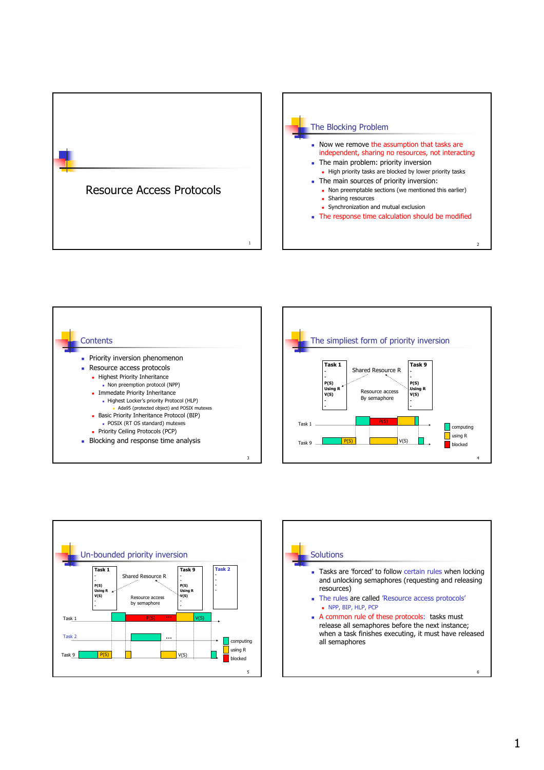# Resource Access Protocols

## The Blocking Problem

- Now we remove the assumption that tasks are independent, sharing no resources, not interacting
- The main problem: priority inversion
  - High priority tasks are blocked by lower priority tasks
- The main sources of priority inversion:
  - Non preemptable sections (we mentioned this earlier)
  - Sharing resources
  - Synchronization and mutual exclusion
- The response time calculation should be modified

## Contents

- Priority inversion phenomenon
- Resource access protocols
  - Highest Priority Inheritance
    - Non preemption protocol (NPP)
  - Immediate Priority Inheritance
    - Highest Locker's priority Protocol (HLP)
      - Ada95 (protected object) and POSIX mutexes
  - Basic Priority Inheritance Protocol (BIP)
    - POSIX (RT OS standard) mutexes
  - Priority Ceiling Protocols (PCP)
- Blocking and response time analysis

## The simpliest form of priority inversion

Task 1: -, -, P(S), Using R, V(S), -, -

Shared Resource R

Resource access By semaphore

Task 9: -, -, P(S), Using R, V(S), -, -

Task 1 — P(S)

Task 9 — P(S) — V(S)

computing / using R / blocked

## Un-bounded priority inversion

Task 1: -, -, P(S), Using R, V(S), -, -

Shared Resource R

Resource access by semaphore

Task 9: -, -, P(S), Using R, V(S), -, -

Task 2: -, -, -, -

Task 1 — P(S) ... V(S)

Task 2 — ...

Task 9 — P(S) — V(S)

computing / using R / blocked

## Solutions

- Tasks are 'forced' to follow certain rules when locking and unlocking semaphores (requesting and releasing resources)
- The rules are called 'Resource access protocols'
  - NPP, BIP, HLP, PCP
- A common rule of these protocols: tasks must release all semaphores before the next instance; when a task finishes executing, it must have released all semaphores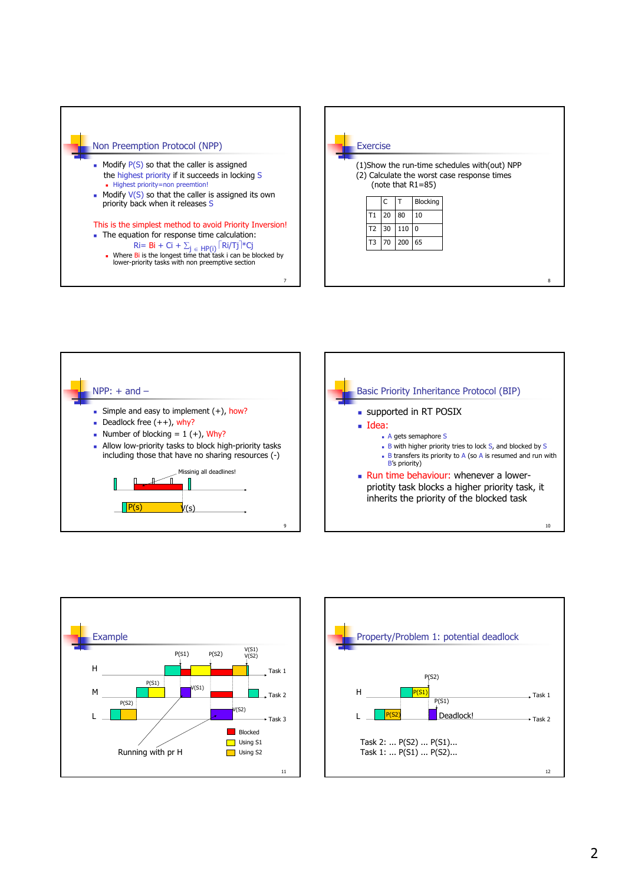## Non Preemption Protocol (NPP)

- Modify P(S) so that the caller is assigned the highest priority if it succeeds in locking S
  - Highest priority=non preemtion!
- Modify V(S) so that the caller is assigned its own priority back when it releases S

This is the simplest method to avoid Priority Inversion!

- The equation for response time calculation:

$$R_i = B_i + C_i + \sum_{j \in HP(i)} \lceil R_i/T_j \rceil * C_j$$

  - Where $B_i$ is the longest time that task i can be blocked by lower-priority tasks with non preemptive section

## Exercise

(1)Show the run-time schedules with(out) NPP
(2) Calculate the worst case response times
(note that R1=85)

| | C | T | Blocking |
|---|---|---|---|
| T1 | 20 | 80 | 10 |
| T2 | 30 | 110 | 0 |
| T3 | 70 | 200 | 65 |

## NPP: + and –

- Simple and easy to implement (+), how?
- Deadlock free (++), why?
- Number of blocking = 1 (+), Why?
- Allow low-priority tasks to block high-priority tasks including those that have no sharing resources (-)

Missinig all deadlines!

P(s) V(s)

## Basic Priority Inheritance Protocol (BIP)

- supported in RT POSIX
- Idea:
  - A gets semaphore S
  - B with higher priority tries to lock S, and blocked by S
  - B transfers its priority to A (so A is resumed and run with B's priority)
- Run time behaviour: whenever a lower-priotity task blocks a higher priority task, it inherits the priority of the blocked task

## Example

P(S1) P(S2) V(S1) V(S2)

H — Task 1

P(S1) V(S1)

M — Task 2

P(S2) V(S2)

L — Task 3

Running with pr H

Blocked
Using S1
Using S2

## Property/Problem 1: potential deadlock

P(S2)

H P(S1) — Task 1

P(S1)

L P(S2) Deadlock! — Task 2

Task 2: ... P(S2) ... P(S1)...
Task 1: ... P(S1) ... P(S2)...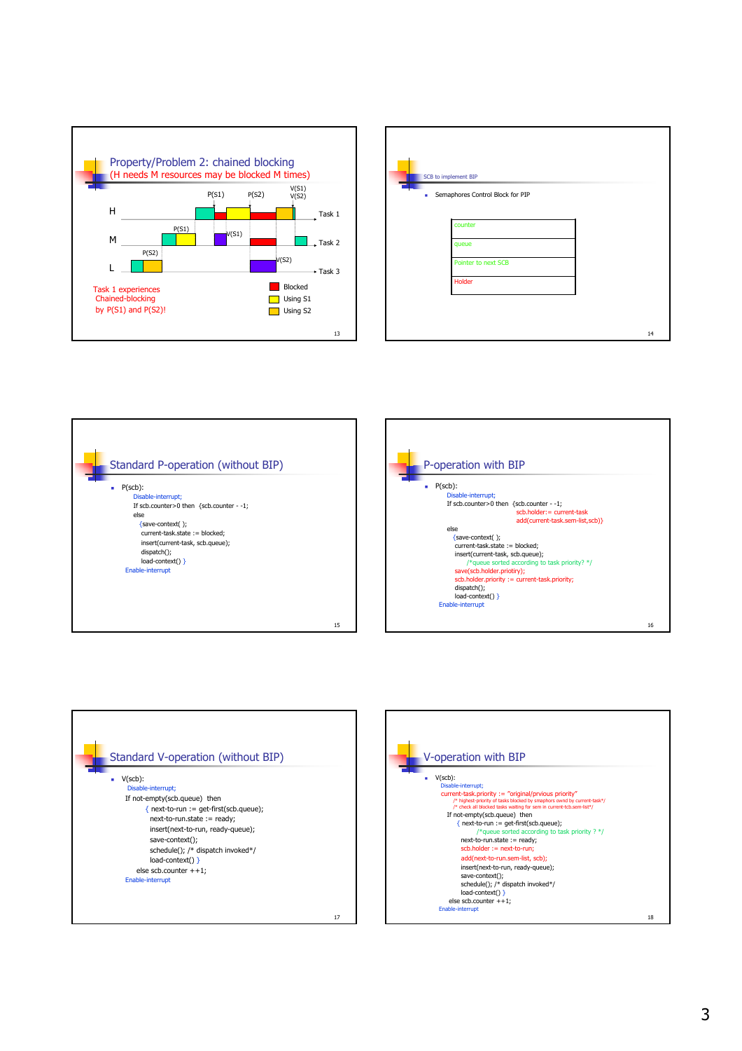## Property/Problem 2: chained blocking
(H needs M resources may be blocked M times)

H — Task 1: P(S1), P(S2), V(S1) V(S2)

M — Task 2: P(S1), V(S1)

L — Task 3: P(S2), V(S2)

Task 1 experiences Chained-blocking by P(S1) and P(S2)!

Legend: Blocked; Using S1; Using S2

## SCB to implement BIP

- Semaphores Control Block for PIP

| counter |
|---|
| queue |
| Pointer to next SCB |
| Holder |

## Standard P-operation (without BIP)

- P(scb):

```
Disable-interrupt;
If scb.counter>0 then {scb.counter - -1;
else
    {save-context( );
    current-task.state := blocked;
    insert(current-task, scb.queue);
    dispatch();
    load-context() }
Enable-interrupt
```

## P-operation with BIP

- P(scb):

```
Disable-interrupt;
If scb.counter>0 then {scb.counter - -1;
                      scb.holder:= current-task
                      add(current-task.sem-list,scb)}
else
    {save-context( );
    current-task.state := blocked;
    insert(current-task, scb.queue);
        /*queue sorted according to task priority? */
    save(scb.holder.priotiry);
    scb.holder.priority := current-task.priority;
    dispatch();
    load-context() }
Enable-interrupt
```

## Standard V-operation (without BIP)

- V(scb):

```
Disable-interrupt;
If not-empty(scb.queue) then
    { next-to-run := get-first(scb.queue);
    next-to-run.state := ready;
    insert(next-to-run, ready-queue);
    save-context();
    schedule(); /* dispatch invoked*/
    load-context() }
else scb.counter ++1;
Enable-interrupt
```

## V-operation with BIP

- V(scb):

```
Disable-interrupt;
current-task.priority := "original/prvious priority"
    /* highest-priority of tasks blocked by smaphors ownd by current-task*/
    /* check all blocked tasks waiting for sem in current-tcb.sem-list*/
If not-empty(scb.queue) then
    { next-to-run := get-first(scb.queue);
        /*queue sorted according to task priority ? */
    next-to-run.state := ready;
    scb.holder := next-to-run;
    add(next-to-run.sem-list, scb);
    insert(next-to-run, ready-queue);
    save-context();
    schedule(); /* dispatch invoked*/
    load-context() }
else scb.counter ++1;
Enable-interrupt
```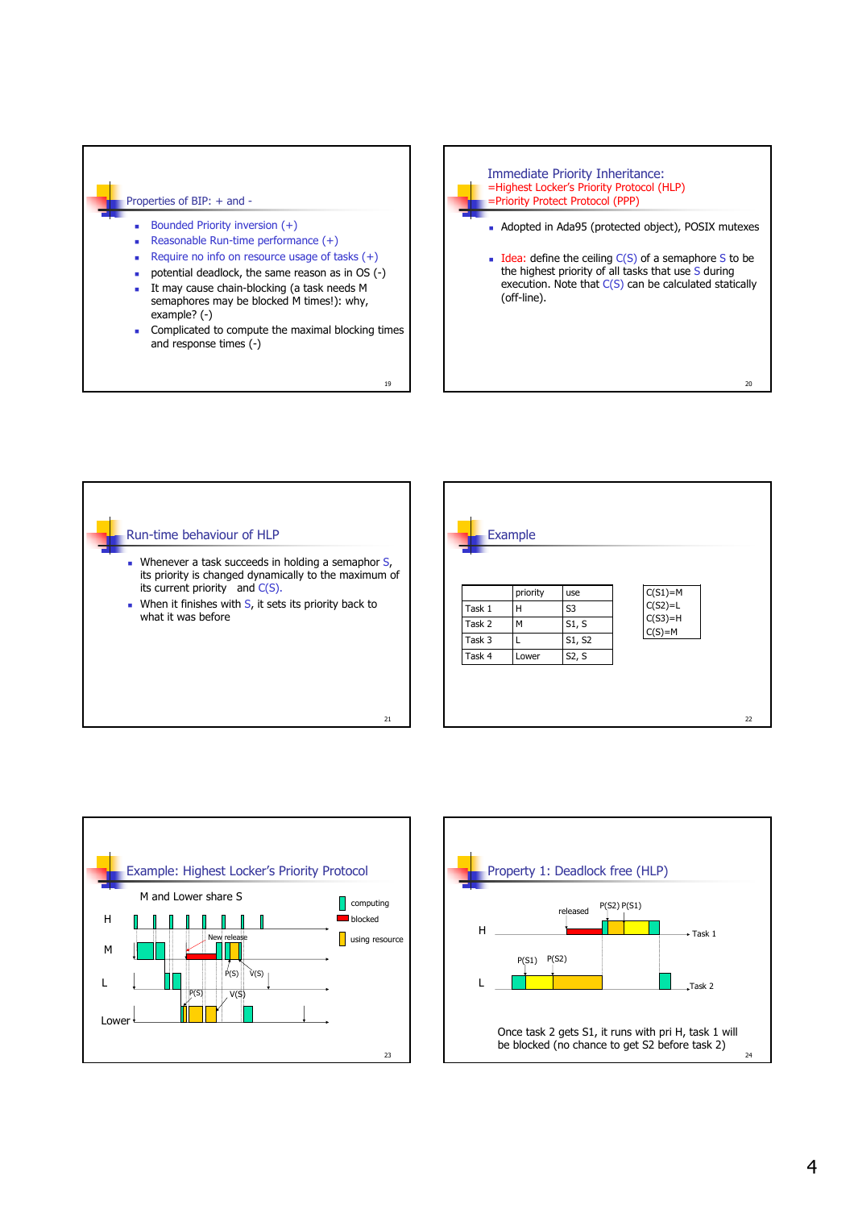## Properties of BIP: + and -

- Bounded Priority inversion (+)
- Reasonable Run-time performance (+)
- Require no info on resource usage of tasks (+)
- potential deadlock, the same reason as in OS (-)
- It may cause chain-blocking (a task needs M semaphores may be blocked M times!): why, example? (-)
- Complicated to compute the maximal blocking times and response times (-)

## Immediate Priority Inheritance:
=Highest Locker's Priority Protocol (HLP)
=Priority Protect Protocol (PPP)

- Adopted in Ada95 (protected object), POSIX mutexes
- Idea: define the ceiling C(S) of a semaphore S to be the highest priority of all tasks that use S during execution. Note that C(S) can be calculated statically (off-line).

## Run-time behaviour of HLP

- Whenever a task succeeds in holding a semaphor S, its priority is changed dynamically to the maximum of its current priority and C(S).
- When it finishes with S, it sets its priority back to what it was before

## Example

| | priority | use |
|---|---|---|
| Task 1 | H | S3 |
| Task 2 | M | S1, S |
| Task 3 | L | S1, S2 |
| Task 4 | Lower | S2, S |

| |
|---|
| C(S1)=M |
| C(S2)=L |
| C(S3)=H |
| C(S)=M |

## Example: Highest Locker's Priority Protocol

M and Lower share S

H

M

L

Lower

New release

P(S) V(S)

P(S) V(S)

computing

blocked

using resource

## Property 1: Deadlock free (HLP)

H

L

released

P(S2) P(S1)

Task 1

P(S1) P(S2)

Task 2

Once task 2 gets S1, it runs with pri H, task 1 will be blocked (no chance to get S2 before task 2)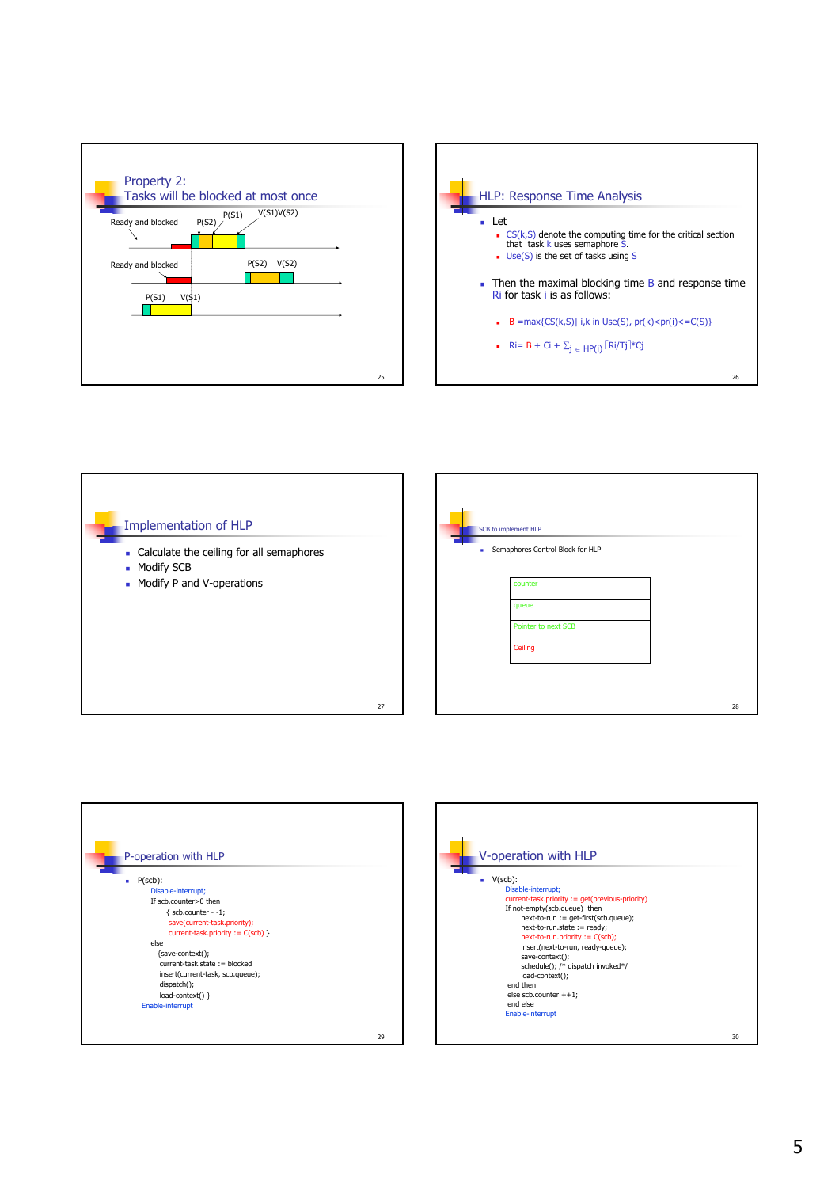## Property 2: Tasks will be blocked at most once

Ready and blocked

P(S2) P(S1) V(S1)V(S2)

Ready and blocked

P(S2) V(S2)

P(S1) V(S1)

## HLP: Response Time Analysis

- Let
  - CS(k,S) denote the computing time for the critical section that task k uses semaphore S.
  - Use(S) is the set of tasks using S
- Then the maximal blocking time B and response time Ri for task i is as follows:
  - B =max{CS(k,S)| i,k in Use(S), pr(k)<pr(i)<=C(S)}
  - $Ri = B + Ci + \sum_{j \in HP(i)} \lceil Ri/Tj \rceil * Cj$

## Implementation of HLP

- Calculate the ceiling for all semaphores
- Modify SCB
- Modify P and V-operations

## SCB to implement HLP

- Semaphores Control Block for HLP

| counter |
|---|
| queue |
| Pointer to next SCB |
| Ceiling |

## P-operation with HLP

- P(scb):

```
Disable-interrupt;
If scb.counter>0 then
    { scb.counter - -1;
    save(current-task.priority);
    current-task.priority := C(scb) }
else
    {save-context();
    current-task.state := blocked
    insert(current-task, scb.queue);
    dispatch();
    load-context() }
Enable-interrupt
```

## V-operation with HLP

- V(scb):

```
Disable-interrupt;
current-task.priority := get(previous-priority)
If not-empty(scb.queue)  then
    next-to-run := get-first(scb.queue);
    next-to-run.state := ready;
    next-to-run.priority := C(scb);
    insert(next-to-run, ready-queue);
    save-context();
    schedule(); /* dispatch invoked*/
    load-context();
  end then
  else scb.counter ++1;
  end else
Enable-interrupt
```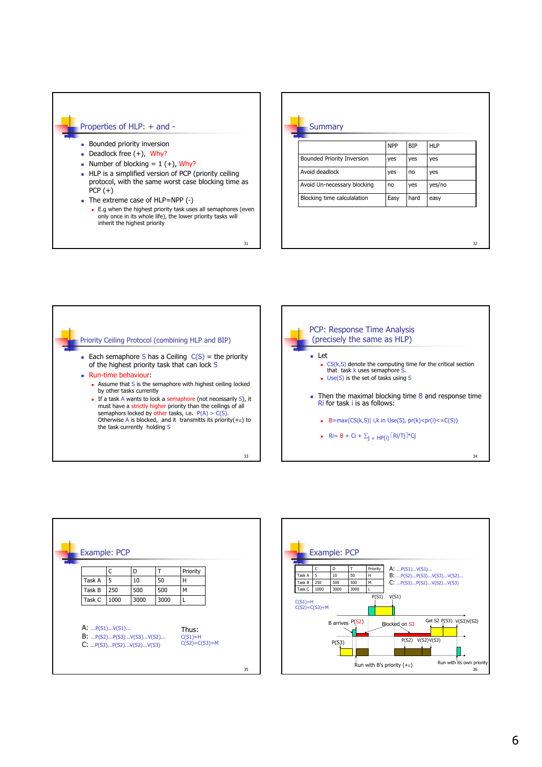## Properties of HLP: + and -

- Bounded priority inversion
- Deadlock free (+), Why?
- Number of blocking = 1 (+), Why?
- HLP is a simplified version of PCP (priority ceiling protocol, with the same worst case blocking time as PCP (+)
- The extreme case of HLP=NPP (-)
  - E.g when the highest priority task uses all semaphores (even only once in its whole life), the lower priority tasks will inherit the highest priority

## Summary

| | NPP | BIP | HLP |
|---|---|---|---|
| Bounded Priority Inversion | yes | yes | yes |
| Avoid deadlock | yes | no | yes |
| Avoid Un-necessary blocking | no | yes | yes/no |
| Blocking time calculalation | Easy | hard | easy |

## Priority Ceiling Protocol (combining HLP and BIP)

- Each semaphore S has a Ceiling C(S) = the priority of the highest priority task that can lock S
- Run-time behaviour:
  - Assume that S is the semaphore with highest ceiling locked by other tasks currently
  - If a task A wants to lock a semaphore (not necessarily S), it must have a strictly higher priority than the ceilings of all semaphores locked by other tasks, i.e. P(A) > C(S). Otherwise A is blocked, and it transmitts its priority(+$\varepsilon$) to the task currently holding S

## PCP: Response Time Analysis (precisely the same as HLP)

- Let
  - CS(k,S) denote the computing time for the critical section that task k uses semaphore S.
  - Use(S) is the set of tasks using S
- Then the maximal blocking time B and response time Ri for task i is as follows:
  - B=max{CS(k,S)| i,k in Use(S), pr(k)<pr(i)<=C(S)}
  - $R_i = B + C_i + \sum_{j \in HP(i)} \lceil R_i/T_j \rceil * C_j$

## Example: PCP

| | C | D | T | Priority |
|---|---|---|---|---|
| Task A | 5 | 10 | 50 | H |
| Task B | 250 | 500 | 500 | M |
| Task C | 1000 | 3000 | 3000 | L |

A: ...P(S1)...V(S1)...
B: ...P(S2)...P(S3)...V(S3)...V(S2)...
C: ...P(S3)...P(S2)...V(S2)...V(S3)

Thus:
C(S1)=H
C(S2)=C(S3)=M

## Example: PCP

| | C | D | T | Priority |
|---|---|---|---|---|
| Task A | 5 | 10 | 50 | H |
| Task B | 250 | 500 | 500 | M |
| Task C | 1000 | 3000 | 3000 | L |

A: ...P(S1)...V(S1)...
B: ...P(S2)...P(S3)...V(S3)...V(S2)...
C: ...P(S3)...P(S2)...V(S2)...V(S3)

C(S1)=H
C(S2)=C(S3)=M

P(S1) V(S1)

B arrives P(S2) Blocked on S3 Get S2 P(S3) V(S3)V(S2)

P(S3) P(S2) V(S2)V(S3)

Run with B's priority (+$\varepsilon$) Run with its own priority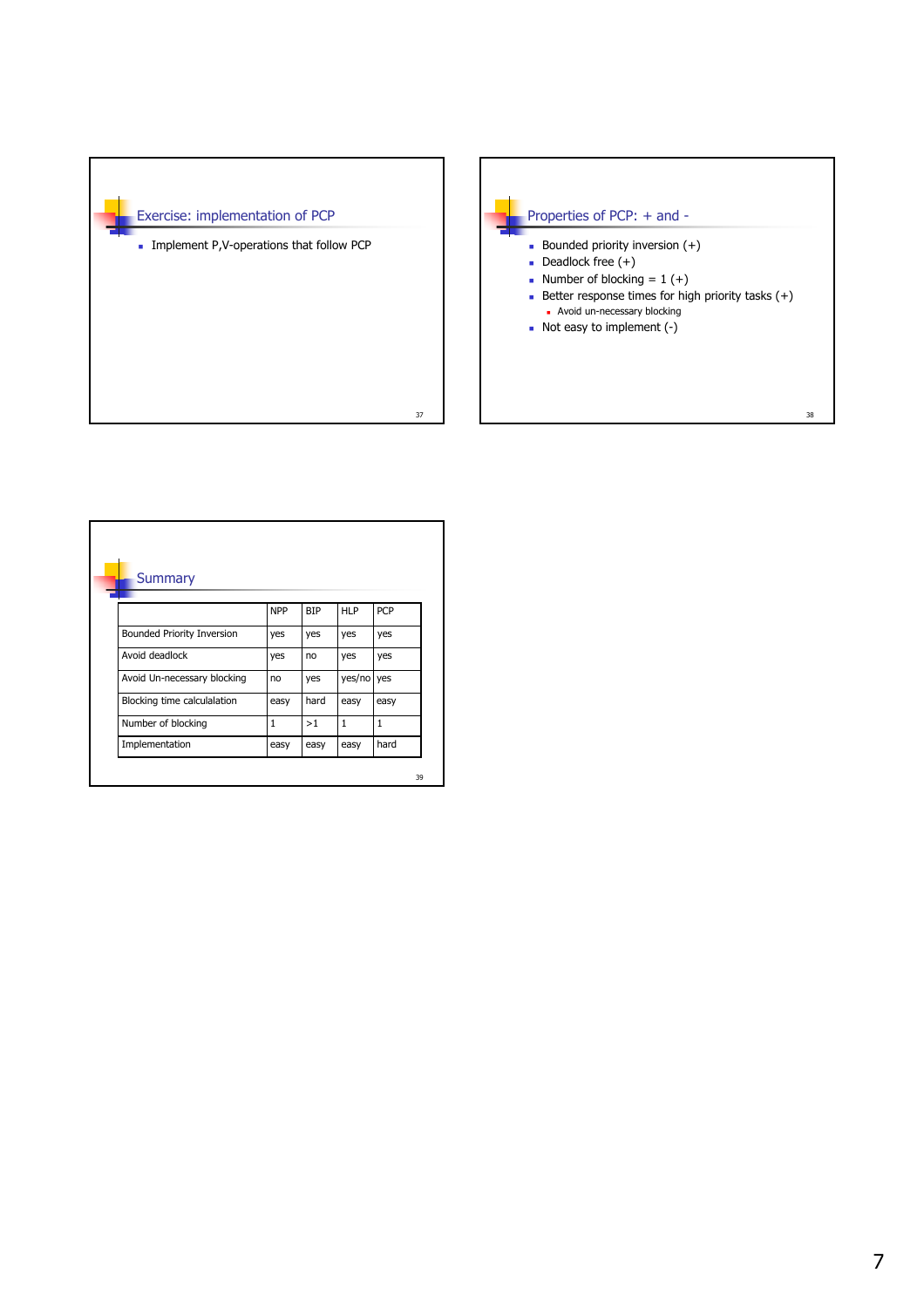## Exercise: implementation of PCP

- Implement P,V-operations that follow PCP

## Properties of PCP: + and -

- Bounded priority inversion (+)
- Deadlock free (+)
- Number of blocking = 1 (+)
- Better response times for high priority tasks (+)
  - Avoid un-necessary blocking
- Not easy to implement (-)

## Summary

| | NPP | BIP | HLP | PCP |
|---|---|---|---|---|
| Bounded Priority Inversion | yes | yes | yes | yes |
| Avoid deadlock | yes | no | yes | yes |
| Avoid Un-necessary blocking | no | yes | yes/no | yes |
| Blocking time calculalation | easy | hard | easy | easy |
| Number of blocking | 1 | >1 | 1 | 1 |
| Implementation | easy | easy | easy | hard |